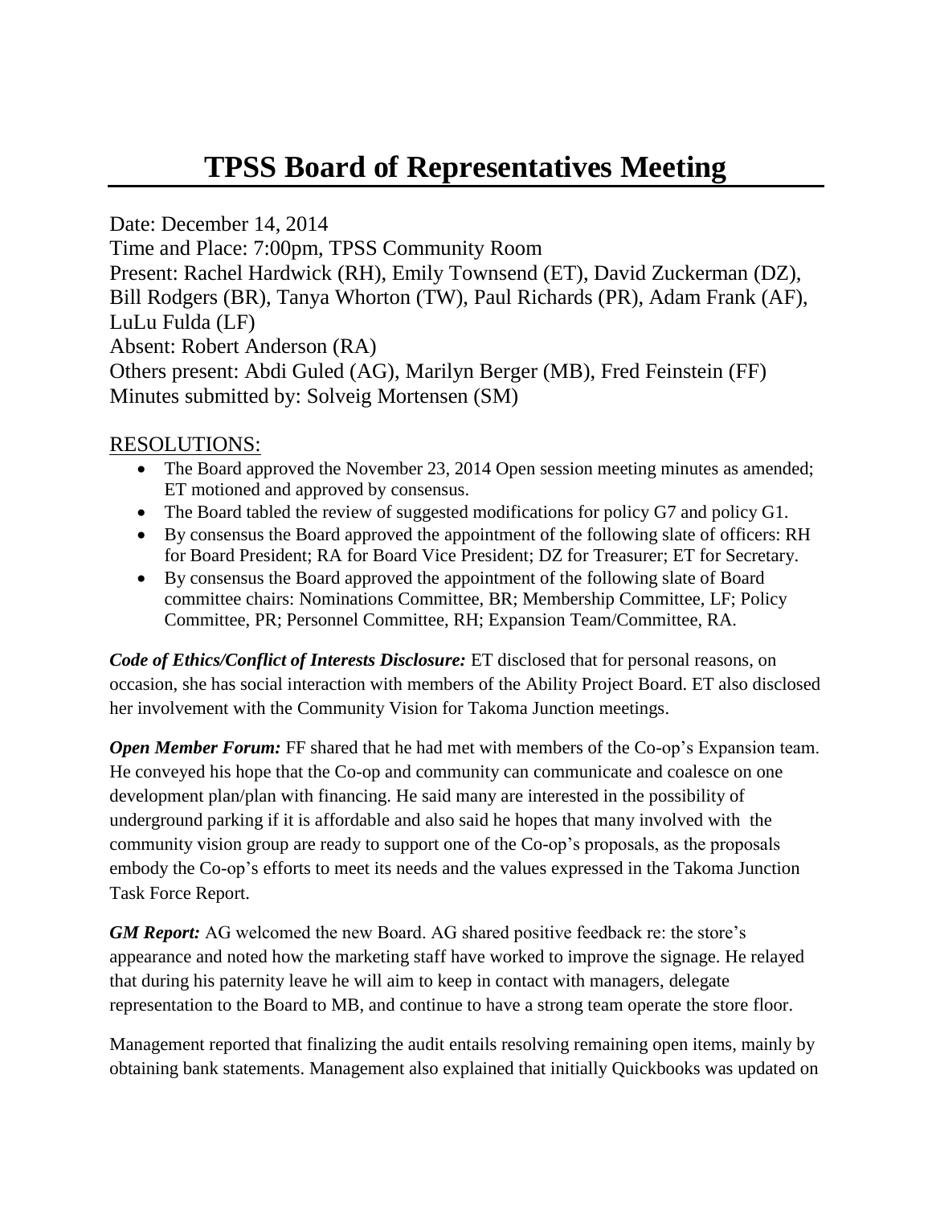# TPSS Board of Representatives Meeting

Date: December 14, 2014
Time and Place: 7:00pm, TPSS Community Room
Present: Rachel Hardwick (RH), Emily Townsend (ET), David Zuckerman (DZ), Bill Rodgers (BR), Tanya Whorton (TW), Paul Richards (PR), Adam Frank (AF), LuLu Fulda (LF)
Absent: Robert Anderson (RA)
Others present: Abdi Guled (AG), Marilyn Berger (MB), Fred Feinstein (FF)
Minutes submitted by: Solveig Mortensen (SM)

## RESOLUTIONS:

- The Board approved the November 23, 2014 Open session meeting minutes as amended; ET motioned and approved by consensus.
- The Board tabled the review of suggested modifications for policy G7 and policy G1.
- By consensus the Board approved the appointment of the following slate of officers: RH for Board President; RA for Board Vice President; DZ for Treasurer; ET for Secretary.
- By consensus the Board approved the appointment of the following slate of Board committee chairs: Nominations Committee, BR; Membership Committee, LF; Policy Committee, PR; Personnel Committee, RH; Expansion Team/Committee, RA.

***Code of Ethics/Conflict of Interests Disclosure:*** ET disclosed that for personal reasons, on occasion, she has social interaction with members of the Ability Project Board. ET also disclosed her involvement with the Community Vision for Takoma Junction meetings.

***Open Member Forum:*** FF shared that he had met with members of the Co-op's Expansion team. He conveyed his hope that the Co-op and community can communicate and coalesce on one development plan/plan with financing. He said many are interested in the possibility of underground parking if it is affordable and also said he hopes that many involved with the community vision group are ready to support one of the Co-op's proposals, as the proposals embody the Co-op's efforts to meet its needs and the values expressed in the Takoma Junction Task Force Report.

***GM Report:*** AG welcomed the new Board. AG shared positive feedback re: the store's appearance and noted how the marketing staff have worked to improve the signage. He relayed that during his paternity leave he will aim to keep in contact with managers, delegate representation to the Board to MB, and continue to have a strong team operate the store floor.

Management reported that finalizing the audit entails resolving remaining open items, mainly by obtaining bank statements. Management also explained that initially Quickbooks was updated on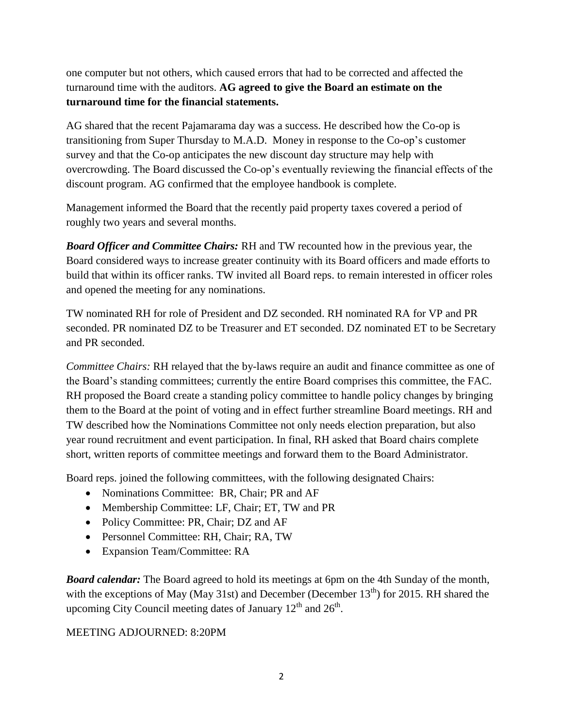one computer but not others, which caused errors that had to be corrected and affected the turnaround time with the auditors. **AG agreed to give the Board an estimate on the turnaround time for the financial statements.**

AG shared that the recent Pajamarama day was a success. He described how the Co-op is transitioning from Super Thursday to M.A.D. Money in response to the Co-op's customer survey and that the Co-op anticipates the new discount day structure may help with overcrowding. The Board discussed the Co-op's eventually reviewing the financial effects of the discount program. AG confirmed that the employee handbook is complete.

Management informed the Board that the recently paid property taxes covered a period of roughly two years and several months.

***Board Officer and Committee Chairs:*** RH and TW recounted how in the previous year, the Board considered ways to increase greater continuity with its Board officers and made efforts to build that within its officer ranks. TW invited all Board reps. to remain interested in officer roles and opened the meeting for any nominations.

TW nominated RH for role of President and DZ seconded. RH nominated RA for VP and PR seconded. PR nominated DZ to be Treasurer and ET seconded. DZ nominated ET to be Secretary and PR seconded.

*Committee Chairs:* RH relayed that the by-laws require an audit and finance committee as one of the Board's standing committees; currently the entire Board comprises this committee, the FAC. RH proposed the Board create a standing policy committee to handle policy changes by bringing them to the Board at the point of voting and in effect further streamline Board meetings. RH and TW described how the Nominations Committee not only needs election preparation, but also year round recruitment and event participation. In final, RH asked that Board chairs complete short, written reports of committee meetings and forward them to the Board Administrator.

Board reps. joined the following committees, with the following designated Chairs:

- Nominations Committee: BR, Chair; PR and AF
- Membership Committee: LF, Chair; ET, TW and PR
- Policy Committee: PR, Chair; DZ and AF
- Personnel Committee: RH, Chair; RA, TW
- Expansion Team/Committee: RA

***Board calendar:*** The Board agreed to hold its meetings at 6pm on the 4th Sunday of the month, with the exceptions of May (May 31st) and December (December 13th) for 2015. RH shared the upcoming City Council meeting dates of January 12th and 26th.

MEETING ADJOURNED: 8:20PM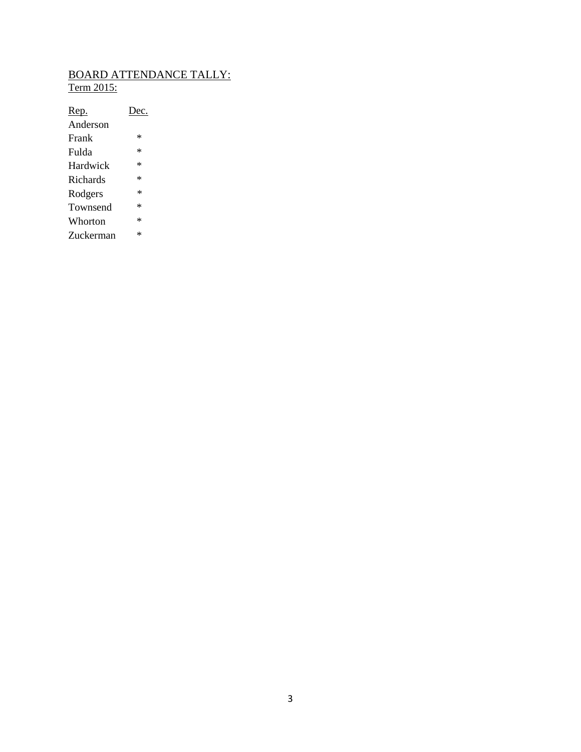BOARD ATTENDANCE TALLY:

Term 2015:

| Rep. | Dec. |
| --- | --- |
| Anderson | |
| Frank | * |
| Fulda | * |
| Hardwick | * |
| Richards | * |
| Rodgers | * |
| Townsend | * |
| Whorton | * |
| Zuckerman | * |